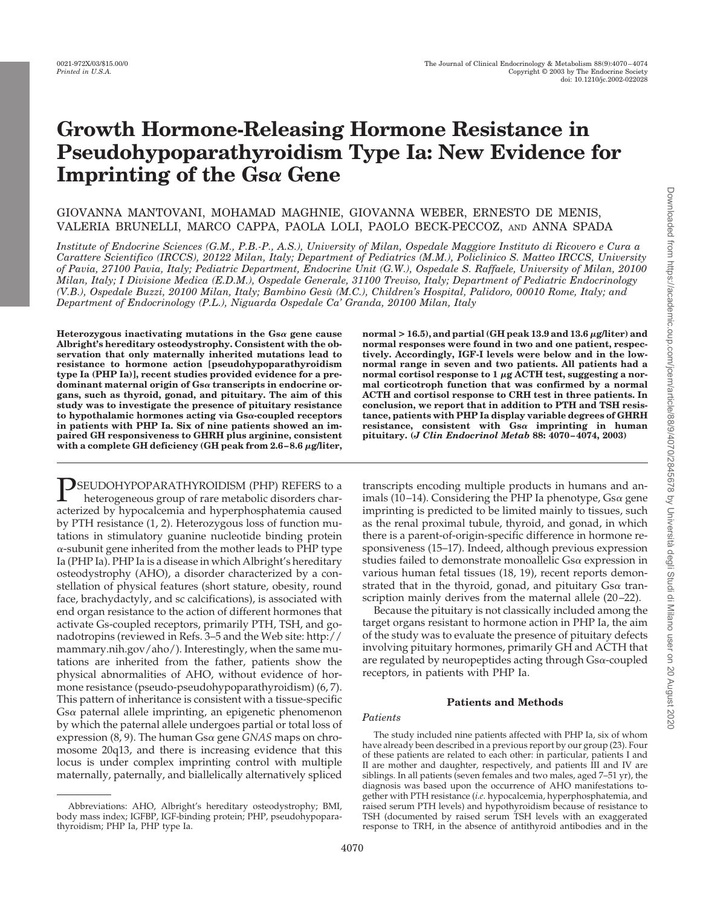# Growth Hormone-Releasing Hormone Resistance in Pseudohypoparathyroidism Type Ia: New Evidence for Imprinting of the Gsα Gene

GIOVANNA MANTOVANI, MOHAMAD MAGHNIE, GIOVANNA WEBER, ERNESTO DE MENIS, VALERIA BRUNELLI, MARCO CAPPA, PAOLA LOLI, PAOLO BECK-PECCOZ, AND ANNA SPADA

*Institute of Endocrine Sciences (G.M., P.B.-P., A.S.), University of Milan, Ospedale Maggiore Instituto di Ricovero e Cura a Carattere Scientifico (IRCCS), 20122 Milan, Italy; Department of Pediatrics (M.M.), Policlinico S. Matteo IRCCS, University of Pavia, 27100 Pavia, Italy; Pediatric Department, Endocrine Unit (G.W.), Ospedale S. Raffaele, University of Milan, 20100 Milan, Italy; I Divisione Medica (E.D.M.), Ospedale Generale, 31100 Treviso, Italy; Department of Pediatric Endocrinology (V.B.), Ospedale Buzzi, 20100 Milan, Italy; Bambino Gesù (M.C.), Children's Hospital, Palidoro, 00010 Rome, Italy; and Department of Endocrinology (P.L.), Niguarda Ospedale Ca' Granda, 20100 Milan, Italy*

**Heterozygous inactivating mutations in the Gsα gene cause Albright's hereditary osteodystrophy. Consistent with the observation that only maternally inherited mutations lead to resistance to hormone action [pseudohypoparathyroidism type Ia (PHP Ia)], recent studies provided evidence for a predominant maternal origin of Gsα transcripts in endocrine organs, such as thyroid, gonad, and pituitary. The aim of this study was to investigate the presence of pituitary resistance to hypothalamic hormones acting via Gsα-coupled receptors in patients with PHP Ia. Six of nine patients showed an impaired GH responsiveness to GHRH plus arginine, consistent with a complete GH deficiency (GH peak from 2.6–8.6 μg/liter, normal > 16.5), and partial (GH peak 13.9 and 13.6 μg/liter) and normal responses were found in two and one patient, respectively. Accordingly, IGF-I levels were below and in the low-normal range in seven and two patients. All patients had a normal cortisol response to 1 μg ACTH test, suggesting a normal corticotroph function that was confirmed by a normal ACTH and cortisol response to CRH test in three patients. In conclusion, we report that in addition to PTH and TSH resistance, patients with PHP Ia display variable degrees of GHRH resistance, consistent with Gsα imprinting in human pituitary. (*J Clin Endocrinol Metab* 88: 4070–4074, 2003)**

PSEUDOHYPOPARATHYROIDISM (PHP) REFERS to a heterogeneous group of rare metabolic disorders characterized by hypocalcemia and hyperphosphatemia caused by PTH resistance (1, 2). Heterozygous loss of function mutations in stimulatory guanine nucleotide binding protein α-subunit gene inherited from the mother leads to PHP type Ia (PHP Ia). PHP Ia is a disease in which Albright's hereditary osteodystrophy (AHO), a disorder characterized by a constellation of physical features (short stature, obesity, round face, brachydactyly, and sc calcifications), is associated with end organ resistance to the action of different hormones that activate Gs-coupled receptors, primarily PTH, TSH, and gonadotropins (reviewed in Refs. 3–5 and the Web site: http://mammary.nih.gov/aho/). Interestingly, when the same mutations are inherited from the father, patients show the physical abnormalities of AHO, without evidence of hormone resistance (pseudo-pseudohypoparathyroidism) (6, 7). This pattern of inheritance is consistent with a tissue-specific Gsα paternal allele imprinting, an epigenetic phenomenon by which the paternal allele undergoes partial or total loss of expression (8, 9). The human Gsα gene *GNAS* maps on chromosome 20q13, and there is increasing evidence that this locus is under complex imprinting control with multiple maternally, paternally, and biallelically alternatively spliced transcripts encoding multiple products in humans and animals (10–14). Considering the PHP Ia phenotype, Gsα gene imprinting is predicted to be limited mainly to tissues, such as the renal proximal tubule, thyroid, and gonad, in which there is a parent-of-origin-specific difference in hormone responsiveness (15–17). Indeed, although previous expression studies failed to demonstrate monoallelic Gsα expression in various human fetal tissues (18, 19), recent reports demonstrated that in the thyroid, gonad, and pituitary Gsα transcription mainly derives from the maternal allele (20–22).

Because the pituitary is not classically included among the target organs resistant to hormone action in PHP Ia, the aim of the study was to evaluate the presence of pituitary defects involving pituitary hormones, primarily GH and ACTH that are regulated by neuropeptides acting through Gsα-coupled receptors, in patients with PHP Ia.

## Patients and Methods

### *Patients*

The study included nine patients affected with PHP Ia, six of whom have already been described in a previous report by our group (23). Four of these patients are related to each other: in particular, patients I and II are mother and daughter, respectively, and patients III and IV are siblings. In all patients (seven females and two males, aged 7–51 yr), the diagnosis was based upon the occurrence of AHO manifestations together with PTH resistance (*i.e.* hypocalcemia, hyperphosphatemia, and raised serum PTH levels) and hypothyroidism because of resistance to TSH (documented by raised serum TSH levels with an exaggerated response to TRH, in the absence of antithyroid antibodies and in the

Abbreviations: AHO, Albright's hereditary osteodystrophy; BMI, body mass index; IGFBP, IGF-binding protein; PHP, pseudohypoparathyroidism; PHP Ia, PHP type Ia.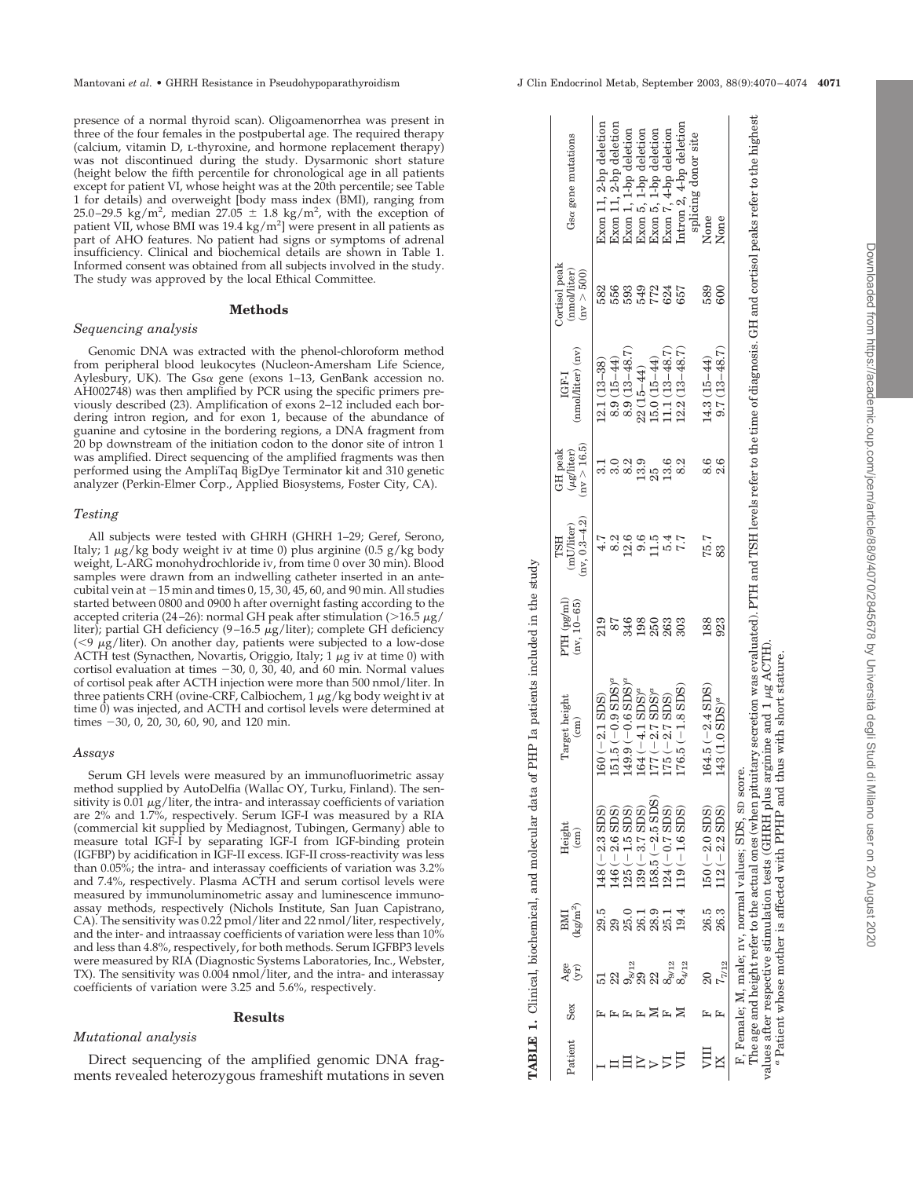presence of a normal thyroid scan). Oligoamenorrhea was present in three of the four females in the postpubertal age. The required therapy (calcium, vitamin D, L-thyroxine, and hormone replacement therapy) was not discontinued during the study. Dysarmonic short stature (height below the fifth percentile for chronological age in all patients except for patient VI, whose height was at the 20th percentile; see Table 1 for details) and overweight [body mass index (BMI), ranging from 25.0–29.5 kg/m$^2$, median 27.05 ± 1.8 kg/m$^2$, with the exception of patient VII, whose BMI was 19.4 kg/m$^2$] were present in all patients as part of AHO features. No patient had signs or symptoms of adrenal insufficiency. Clinical and biochemical details are shown in Table 1. Informed consent was obtained from all subjects involved in the study. The study was approved by the local Ethical Committee.

## Methods

### *Sequencing analysis*

Genomic DNA was extracted with the phenol-chloroform method from peripheral blood leukocytes (Nucleon-Amersham Life Science, Aylesbury, UK). The Gsα gene (exons 1–13, GenBank accession no. AH002748) was then amplified by PCR using the specific primers previously described (23). Amplification of exons 2–12 included each bordering intron region, and for exon 1, because of the abundance of guanine and cytosine in the bordering regions, a DNA fragment from 20 bp downstream of the initiation codon to the donor site of intron 1 was amplified. Direct sequencing of the amplified fragments was then performed using the AmpliTaq BigDye Terminator kit and 310 genetic analyzer (Perkin-Elmer Corp., Applied Biosystems, Foster City, CA).

### *Testing*

All subjects were tested with GHRH (GHRH 1–29; Geref, Serono, Italy; 1 μg/kg body weight iv at time 0) plus arginine (0.5 g/kg body weight, L-ARG monohydrochloride iv, from time 0 over 30 min). Blood samples were drawn from an indwelling catheter inserted in an antecubital vein at −15 min and times 0, 15, 30, 45, 60, and 90 min. All studies started between 0800 and 0900 h after overnight fasting according to the accepted criteria (24–26): normal GH peak after stimulation (>16.5 μg/liter); partial GH deficiency (9–16.5 μg/liter); complete GH deficiency (<9 μg/liter). On another day, patients were subjected to a low-dose ACTH test (Synacthen, Novartis, Origgio, Italy; 1 μg iv at time 0) with cortisol evaluation at times −30, 0, 30, 40, and 60 min. Normal values of cortisol peak after ACTH injection were more than 500 nmol/liter. In three patients CRH (ovine-CRF, Calbiochem, 1 μg/kg body weight iv at time 0) was injected, and ACTH and cortisol levels were determined at times −30, 0, 20, 30, 60, 90, and 120 min.

### *Assays*

Serum GH levels were measured by an immunofluorimetric assay method supplied by AutoDelfia (Wallac OY, Turku, Finland). The sensitivity is 0.01 μg/liter, the intra- and interassay coefficients of variation are 2% and 1.7%, respectively. Serum IGF-I was measured by a RIA (commercial kit supplied by Mediagnost, Tubingen, Germany) able to measure total IGF-I by separating IGF-I from IGF-binding protein (IGFBP) by acidification in IGF-II excess. IGF-II cross-reactivity was less than 0.05%; the intra- and interassay coefficients of variation was 3.2% and 7.4%, respectively. Plasma ACTH and serum cortisol levels were measured by immunoluminometric assay and luminescence immunoassay methods, respectively (Nichols Institute, San Juan Capistrano, CA). The sensitivity was 0.22 pmol/liter and 22 nmol/liter, respectively, and the inter- and intraassay coefficients of variation were less than 10% and less than 4.8%, respectively, for both methods. Serum IGFBP3 levels were measured by RIA (Diagnostic Systems Laboratories, Inc., Webster, TX). The sensitivity was 0.004 nmol/liter, and the intra- and interassay coefficients of variation were 3.25 and 5.6%, respectively.

## Results

### *Mutational analysis*

Direct sequencing of the amplified genomic DNA fragments revealed heterozygous frameshift mutations in seven

**TABLE 1.** Clinical, biochemical, and molecular data of PHP Ia patients included in the study

| Patient | Sex | Age (yr) | BMI (kg/m$^2$) | Height (cm) | Target height (cm) | PTH (pg/ml) (nv, 10–65) | TSH (mU/liter) (nv, 0.3–4.2) | GH peak (μg/liter) (nv > 16.5) | IGF-I (nmol/liter) (nv) | Cortisol peak (nmol/liter) (nv > 500) | Gsα gene mutations |
|---|---|---|---|---|---|---|---|---|---|---|---|
| I | F | 51 | 29.5 | 148 (−2.3 SDS) | 160 (−2.1 SDS) | 219 | 4.7 | 3.1 | 12.1 (13–38) | 582 | Exon 11, 2-bp deletion |
| II | F | 22 | 29 | 146 (−2.6 SDS) | 151.5 (−0.9 SDS)[a] | 87 | 8.2 | 3.0 | 8.9 (15–44) | 556 | Exon 11, 2-bp deletion |
| III | F | 9 8/12 | 25.0 | 125 (−1.5 SDS) | 149.9 (−0.6 SDS)[a] | 346 | 12.6 | 8.2 | 8.9 (13–48.7) | 593 | Exon 1, 1-bp deletion |
| IV | F | 29 | 26.1 | 139 (−3.7 SDS) | 164 (−4.1 SDS)[a] | 198 | 9.6 | 13.9 | 22 (15–44) | 549 | Exon 5, 1-bp deletion |
| V | M | 22 | 28.9 | 158.5 (−2.5 SDS) | 177 (−2.7 SDS)[a] | 250 | 11.5 | 25 | 15.0 (15–44) | 772 | Exon 5, 1-bp deletion |
| VI | F | 8 9/12 | 25.1 | 124 (−0.7 SDS) | 175 (−2.7 SDS) | 263 | 5.4 | 13.6 | 11.1 (13–48.7) | 624 | Exon 7, 4-bp deletion |
| VII | M | 8 4/12 | 19.4 | 119 (−1.6 SDS) | 176.5 (−1.8 SDS) | 303 | 7.7 | 8.2 | 12.2 (13–48.7) | 657 | Intron 2, 4-bp deletion splicing donor site |
| VIII | F | 20 | 26.5 | 150 (−2.0 SDS) | 164.5 (−2.4 SDS) | 188 | 75.7 | 8.6 | 14.3 (15–44) | 589 | None |
| IX | F | 7 7/12 | 26.3 | 112 (−2.2 SDS) | 143 (1.0 SDS)[a] | 923 | 83 | 2.6 | 9.7 (13–48.7) | 600 | None |

F, Female; M, male; nv, normal values; SDS, SD score.

The age and height refer to the actual ones (when pituitary secretion was evaluated). PTH and TSH levels refer to the time of diagnosis. GH and cortisol peaks refer to the highest values after respective stimulation tests (GHRH plus arginine and 1 μg ACTH).

[a] Patient whose mother is affected with PPHP and thus with short stature.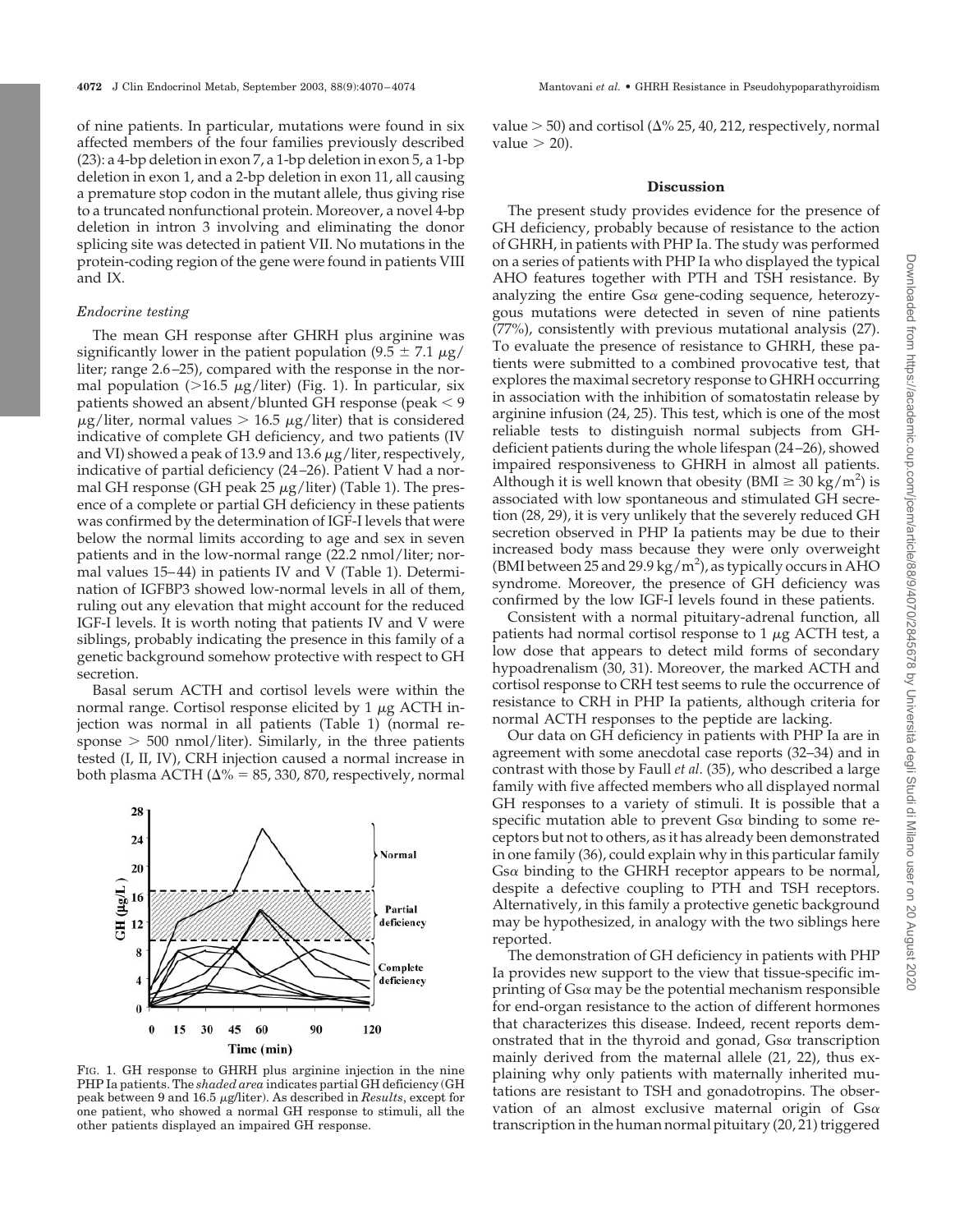of nine patients. In particular, mutations were found in six affected members of the four families previously described (23): a 4-bp deletion in exon 7, a 1-bp deletion in exon 5, a 1-bp deletion in exon 1, and a 2-bp deletion in exon 11, all causing a premature stop codon in the mutant allele, thus giving rise to a truncated nonfunctional protein. Moreover, a novel 4-bp deletion in intron 3 involving and eliminating the donor splicing site was detected in patient VII. No mutations in the protein-coding region of the gene were found in patients VIII and IX.

### *Endocrine testing*

The mean GH response after GHRH plus arginine was significantly lower in the patient population ($9.5 \pm 7.1$ μg/liter; range 2.6–25), compared with the response in the normal population (>16.5 μg/liter) (Fig. 1). In particular, six patients showed an absent/blunted GH response (peak < 9 μg/liter, normal values > 16.5 μg/liter) that is considered indicative of complete GH deficiency, and two patients (IV and VI) showed a peak of 13.9 and 13.6 μg/liter, respectively, indicative of partial deficiency (24–26). Patient V had a normal GH response (GH peak 25 μg/liter) (Table 1). The presence of a complete or partial GH deficiency in these patients was confirmed by the determination of IGF-I levels that were below the normal limits according to age and sex in seven patients and in the low-normal range (22.2 nmol/liter; normal values 15–44) in patients IV and V (Table 1). Determination of IGFBP3 showed low-normal levels in all of them, ruling out any elevation that might account for the reduced IGF-I levels. It is worth noting that patients IV and V were siblings, probably indicating the presence in this family of a genetic background somehow protective with respect to GH secretion.

Basal serum ACTH and cortisol levels were within the normal range. Cortisol response elicited by 1 μg ACTH injection was normal in all patients (Table 1) (normal response > 500 nmol/liter). Similarly, in the three patients tested (I, II, IV), CRH injection caused a normal increase in both plasma ACTH (Δ% = 85, 330, 870, respectively, normal value > 50) and cortisol (Δ% 25, 40, 212, respectively, normal value > 20).

FIG. 1. GH response to GHRH plus arginine injection in the nine PHP Ia patients. The *shaded area* indicates partial GH deficiency (GH peak between 9 and 16.5 μg/liter). As described in *Results*, except for one patient, who showed a normal GH response to stimuli, all the other patients displayed an impaired GH response.

## Discussion

The present study provides evidence for the presence of GH deficiency, probably because of resistance to the action of GHRH, in patients with PHP Ia. The study was performed on a series of patients with PHP Ia who displayed the typical AHO features together with PTH and TSH resistance. By analyzing the entire Gsα gene-coding sequence, heterozygous mutations were detected in seven of nine patients (77%), consistently with previous mutational analysis (27). To evaluate the presence of resistance to GHRH, these patients were submitted to a combined provocative test, that explores the maximal secretory response to GHRH occurring in association with the inhibition of somatostatin release by arginine infusion (24, 25). This test, which is one of the most reliable tests to distinguish normal subjects from GH-deficient patients during the whole lifespan (24–26), showed impaired responsiveness to GHRH in almost all patients. Although it is well known that obesity (BMI ≥ 30 kg/m²) is associated with low spontaneous and stimulated GH secretion (28, 29), it is very unlikely that the severely reduced GH secretion observed in PHP Ia patients may be due to their increased body mass because they were only overweight (BMI between 25 and 29.9 kg/m²), as typically occurs in AHO syndrome. Moreover, the presence of GH deficiency was confirmed by the low IGF-I levels found in these patients.

Consistent with a normal pituitary-adrenal function, all patients had normal cortisol response to 1 μg ACTH test, a low dose that appears to detect mild forms of secondary hypoadrenalism (30, 31). Moreover, the marked ACTH and cortisol response to CRH test seems to rule the occurrence of resistance to CRH in PHP Ia patients, although criteria for normal ACTH responses to the peptide are lacking.

Our data on GH deficiency in patients with PHP Ia are in agreement with some anecdotal case reports (32–34) and in contrast with those by Faull *et al.* (35), who described a large family with five affected members who all displayed normal GH responses to a variety of stimuli. It is possible that a specific mutation able to prevent Gsα binding to some receptors but not to others, as it has already been demonstrated in one family (36), could explain why in this particular family Gsα binding to the GHRH receptor appears to be normal, despite a defective coupling to PTH and TSH receptors. Alternatively, in this family a protective genetic background may be hypothesized, in analogy with the two siblings here reported.

The demonstration of GH deficiency in patients with PHP Ia provides new support to the view that tissue-specific imprinting of Gsα may be the potential mechanism responsible for end-organ resistance to the action of different hormones that characterizes this disease. Indeed, recent reports demonstrated that in the thyroid and gonad, Gsα transcription mainly derived from the maternal allele (21, 22), thus explaining why only patients with maternally inherited mutations are resistant to TSH and gonadotropins. The observation of an almost exclusive maternal origin of Gsα transcription in the human normal pituitary (20, 21) triggered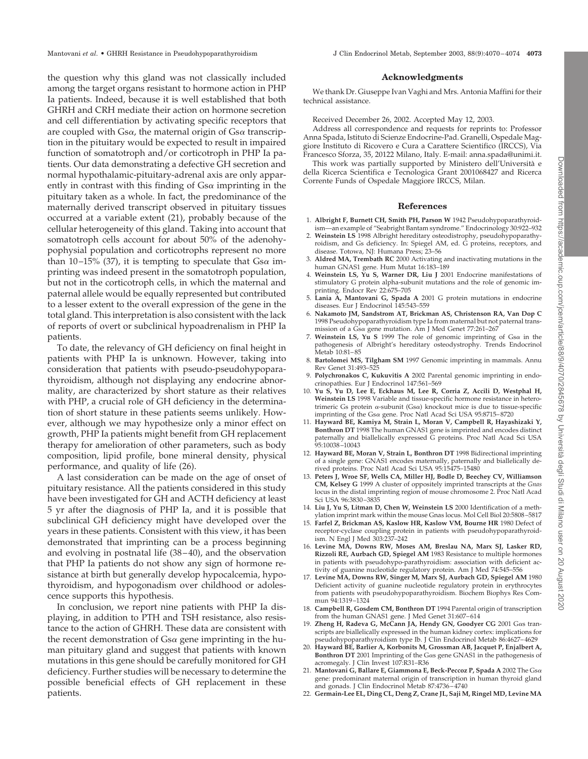the question why this gland was not classically included among the target organs resistant to hormone action in PHP Ia patients. Indeed, because it is well established that both GHRH and CRH mediate their action on hormone secretion and cell differentiation by activating specific receptors that are coupled with Gs$\alpha$, the maternal origin of Gs$\alpha$ transcription in the pituitary would be expected to result in impaired function of somatotroph and/or corticotroph in PHP Ia patients. Our data demonstrating a defective GH secretion and normal hypothalamic-pituitary-adrenal axis are only apparently in contrast with this finding of Gs$\alpha$ imprinting in the pituitary taken as a whole. In fact, the predominance of the maternally derived transcript observed in pituitary tissues occurred at a variable extent (21), probably because of the cellular heterogeneity of this gland. Taking into account that somatotroph cells account for about 50% of the adenohypophysial population and corticotrophs represent no more than 10–15% (37), it is tempting to speculate that Gs$\alpha$ imprinting was indeed present in the somatotroph population, but not in the corticotroph cells, in which the maternal and paternal allele would be equally represented but contributed to a lesser extent to the overall expression of the gene in the total gland. This interpretation is also consistent with the lack of reports of overt or subclinical hypoadrenalism in PHP Ia patients.

To date, the relevancy of GH deficiency on final height in patients with PHP Ia is unknown. However, taking into consideration that patients with pseudo-pseudohypoparathyroidism, although not displaying any endocrine abnormality, are characterized by short stature as their relatives with PHP, a crucial role of GH deficiency in the determination of short stature in these patients seems unlikely. However, although we may hypothesize only a minor effect on growth, PHP Ia patients might benefit from GH replacement therapy for amelioration of other parameters, such as body composition, lipid profile, bone mineral density, physical performance, and quality of life (26).

A last consideration can be made on the age of onset of pituitary resistance. All the patients considered in this study have been investigated for GH and ACTH deficiency at least 5 yr after the diagnosis of PHP Ia, and it is possible that subclinical GH deficiency might have developed over the years in these patients. Consistent with this view, it has been demonstrated that imprinting can be a process beginning and evolving in postnatal life (38–40), and the observation that PHP Ia patients do not show any sign of hormone resistance at birth but generally develop hypocalcemia, hypothyroidism, and hypogonadism over childhood or adolescence supports this hypothesis.

In conclusion, we report nine patients with PHP Ia displaying, in addition to PTH and TSH resistance, also resistance to the action of GHRH. These data are consistent with the recent demonstration of Gs$\alpha$ gene imprinting in the human pituitary gland and suggest that patients with known mutations in this gene should be carefully monitored for GH deficiency. Further studies will be necessary to determine the possible beneficial effects of GH replacement in these patients.

## Acknowledgments

We thank Dr. Giuseppe Ivan Vaghi and Mrs. Antonia Maffini for their technical assistance.

Received December 26, 2002. Accepted May 12, 2003.

Address all correspondence and requests for reprints to: Professor Anna Spada, Istituto di Scienze Endocrine-Pad. Granelli, Ospedale Maggiore Instituto di Ricovero e Cura a Carattere Scientifico (IRCCS), Via Francesco Sforza, 35, 20122 Milano, Italy. E-mail: anna.spada@unimi.it.

This work was partially supported by Ministero dell'Università e della Ricerca Scientifica e Tecnologica Grant 2001068427 and Ricerca Corrente Funds of Ospedale Maggiore IRCCS, Milan.

## References

1. **Albright F, Burnett CH, Smith PH, Parson W** 1942 Pseudohypoparathyroidism—an example of "Seabright Bantam syndrome." Endocrinology 30:922–932
2. **Weinstein LS** 1998 Albright hereditary osteodistrophy, pseudohypoparathyroidism, and Gs deficiency. In: Spiegel AM, ed. G proteins, receptors, and disease. Totowa, NJ: Humana Press; 23–56
3. **Aldred MA, Trembath RC** 2000 Activating and inactivating mutations in the human GNAS1 gene. Hum Mutat 16:183–189
4. **Weinstein LS, Yu S, Warner DR, Liu J** 2001 Endocrine manifestations of stimulatory G protein alpha-subunit mutations and the role of genomic imprinting. Endocr Rev 22:675–705
5. **Lania A, Mantovani G, Spada A** 2001 G protein mutations in endocrine diseases. Eur J Endocrinol 145:543–559
6. **Nakamoto JM, Sandstrom AT, Brickman AS, Christenson RA, Van Dop C** 1998 Pseudohypoparathyroidism type Ia from maternal but not paternal transmission of a Gs$\alpha$ gene mutation. Am J Med Genet 77:261–267
7. **Weinstein LS, Yu S** 1999 The role of genomic imprinting of Gs$\alpha$ in the pathogenesis of Albright's hereditary osteodystrophy. Trends Endocrinol Metab 10:81–85
8. **Bartolomei MS, Tilgham SM** 1997 Genomic imprinting in mammals. Annu Rev Genet 31:493–525
9. **Polychronakos C, Kukuvitis A** 2002 Parental genomic imprinting in endocrinopathies. Eur J Endocrinol 147:561–569
10. **Yu S, Yu D, Lee E, Eckhaus M, Lee R, Corria Z, Accili D, Westphal H, Weinstein LS** 1998 Variable and tissue-specific hormone resistance in heterotrimeric Gs protein $\alpha$-subunit (Gs$\alpha$) knockout mice is due to tissue-specific imprinting of the Gs$\alpha$ gene. Proc Natl Acad Sci USA 95:8715–8720
11. **Hayward BE, Kamiya M, Strain L, Moran V, Campbell R, Hayashizaki Y, Bonthron DT** 1998 The human GNAS1 gene is imprinted and encodes distinct paternally and biallelically expressed G proteins. Proc Natl Acad Sci USA 95:10038–10043
12. **Hayward BE, Moran V, Strain L, Bonthron DT** 1998 Bidirectional imprinting of a single gene: GNAS1 encodes maternally, paternally and biallelically derived proteins. Proc Natl Acad Sci USA 95:15475–15480
13. **Peters J, Wroe SF, Wells CA, Miller HJ, Bodle D, Beechey CV, Williamson CM, Kelsey G** 1999 A cluster of oppositely imprinted transcripts at the *Gnas* locus in the distal imprinting region of mouse chromosome 2. Proc Natl Acad Sci USA 96:3830–3835
14. **Liu J, Yu S, Litman D, Chen W, Weinstein LS** 2000 Identification of a methylation imprint mark within the mouse Gnas locus. Mol Cell Biol 20:5808–5817
15. **Farfel Z, Brickman AS, Kaslow HR, Kaslow VM, Bourne HR** 1980 Defect of receptor-cyclase coupling protein in patients with pseudohypoparathyroidism. N Engl J Med 303:237–242
16. **Levine MA, Downs RW, Moses AM, Breslau NA, Marx SJ, Lasker RD, Rizzoli RE, Aurbach GD, Spiegel AM** 1983 Resistance to multiple hormones in patients with pseudohypo-parathyroidism: association with deficient activity of guanine nucleotide regulatory protein. Am J Med 74:545–556
17. **Levine MA, Downs RW, Singer M, Marx SJ, Aurbach GD, Spiegel AM** 1980 Deficient activity of guanine nucleotide regulatory protein in erythrocytes from patients with pseudohypoparathyroidism. Biochem Biophys Res Commun 94:1319–1324
18. **Campbell R, Gosdem CM, Bonthron DT** 1994 Parental origin of transcription from the human GNAS1 gene. J Med Genet 31:607–614
19. **Zheng H, Radeva G, McCann JA, Hendy GN, Goodyer CG** 2001 G$\alpha$s transcripts are biallelically expressed in the human kidney cortex: implications for pseudohypoparathyroidism type Ib. J Clin Endocrinol Metab 86:4627–4629
20. **Hayward BE, Barlier A, Korbonits M, Grossman AB, Jacquet P, Enjalbert A, Bonthron DT** 2001 Imprinting of the G$\alpha$s gene GNAS1 in the pathogenesis of acromegaly. J Clin Invest 107:R31–R36
21. **Mantovani G, Ballare E, Giammona E, Beck-Peccoz P, Spada A** 2002 The Gs$\alpha$ gene: predominant maternal origin of transcription in human thyroid gland and gonads. J Clin Endocrinol Metab 87:4736–4740
22. **Germain-Lee EL, Ding CL, Deng Z, Crane JL, Saji M, Ringel MD, Levine MA**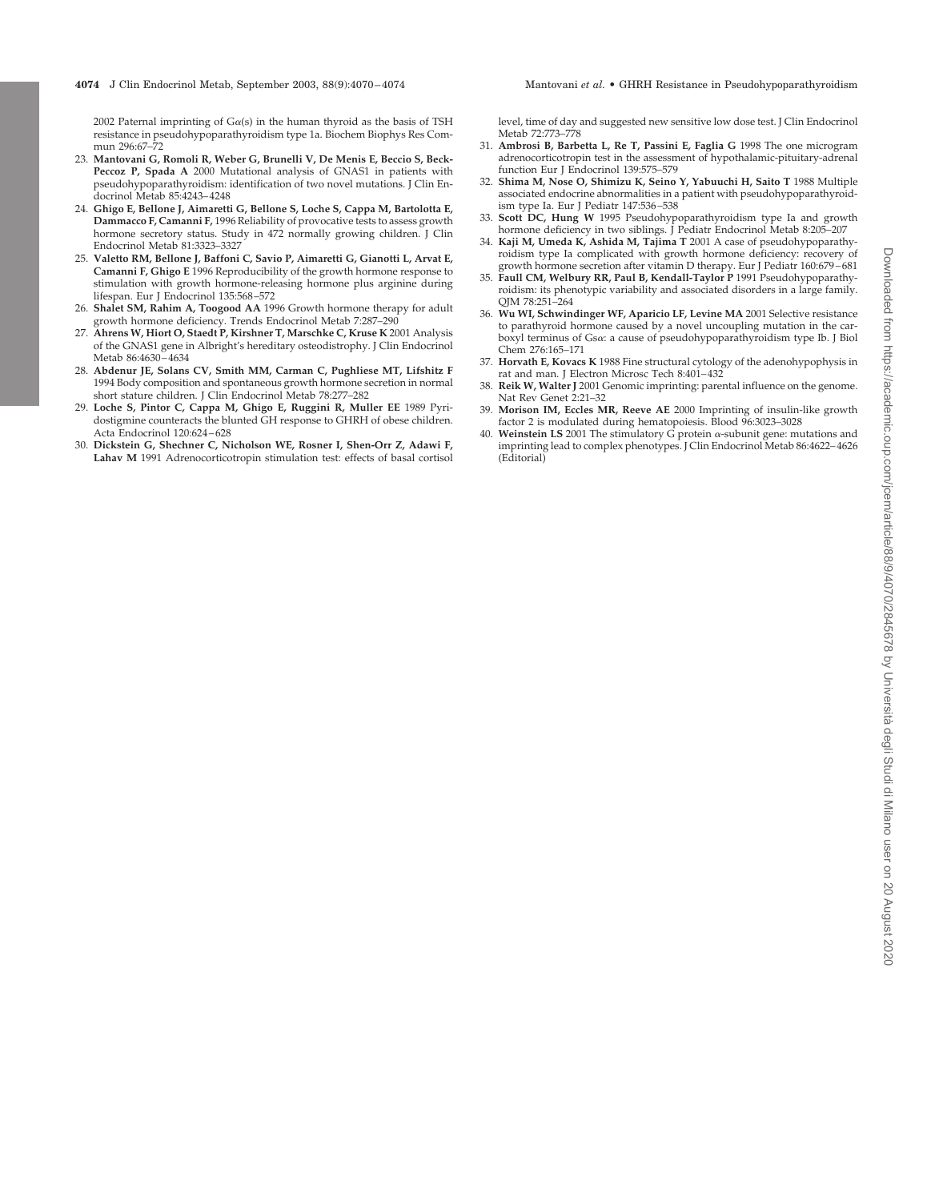2002 Paternal imprinting of $G\alpha(s)$ in the human thyroid as the basis of TSH resistance in pseudohypoparathyroidism type 1a. Biochem Biophys Res Commun 296:67–72

23. **Mantovani G, Romoli R, Weber G, Brunelli V, De Menis E, Beccio S, Beck-Peccoz P, Spada A** 2000 Mutational analysis of GNAS1 in patients with pseudohypoparathyroidism: identification of two novel mutations. J Clin Endocrinol Metab 85:4243–4248
24. **Ghigo E, Bellone J, Aimaretti G, Bellone S, Loche S, Cappa M, Bartolotta E, Dammacco F, Camanni F,** 1996 Reliability of provocative tests to assess growth hormone secretory status. Study in 472 normally growing children. J Clin Endocrinol Metab 81:3323–3327
25. **Valetto RM, Bellone J, Baffoni C, Savio P, Aimaretti G, Gianotti L, Arvat E, Camanni F, Ghigo E** 1996 Reproducibility of the growth hormone response to stimulation with growth hormone-releasing hormone plus arginine during lifespan. Eur J Endocrinol 135:568–572
26. **Shalet SM, Rahim A, Toogood AA** 1996 Growth hormone therapy for adult growth hormone deficiency. Trends Endocrinol Metab 7:287–290
27. **Ahrens W, Hiort O, Staedt P, Kirshner T, Marschke C, Kruse K** 2001 Analysis of the GNAS1 gene in Albright's hereditary osteodistrophy. J Clin Endocrinol Metab 86:4630–4634
28. **Abdenur JE, Solans CV, Smith MM, Carman C, Pughliese MT, Lifshitz F** 1994 Body composition and spontaneous growth hormone secretion in normal short stature children. J Clin Endocrinol Metab 78:277–282
29. **Loche S, Pintor C, Cappa M, Ghigo E, Ruggini R, Muller EE** 1989 Pyridostigmine counteracts the blunted GH response to GHRH of obese children. Acta Endocrinol 120:624–628
30. **Dickstein G, Shechner C, Nicholson WE, Rosner I, Shen-Orr Z, Adawi F, Lahav M** 1991 Adrenocorticotropin stimulation test: effects of basal cortisol level, time of day and suggested new sensitive low dose test. J Clin Endocrinol Metab 72:773–778
31. **Ambrosi B, Barbetta L, Re T, Passini E, Faglia G** 1998 The one microgram adrenocorticotropin test in the assessment of hypothalamic-pituitary-adrenal function Eur J Endocrinol 139:575–579
32. **Shima M, Nose O, Shimizu K, Seino Y, Yabuuchi H, Saito T** 1988 Multiple associated endocrine abnormalities in a patient with pseudohypoparathyroidism type Ia. Eur J Pediatr 147:536–538
33. **Scott DC, Hung W** 1995 Pseudohypoparathyroidism type Ia and growth hormone deficiency in two siblings. J Pediatr Endocrinol Metab 8:205–207
34. **Kaji M, Umeda K, Ashida M, Tajima T** 2001 A case of pseudohypoparathyroidism type Ia complicated with growth hormone deficiency: recovery of growth hormone secretion after vitamin D therapy. Eur J Pediatr 160:679–681
35. **Faull CM, Welbury RR, Paul B, Kendall-Taylor P** 1991 Pseudohypoparathyroidism: its phenotypic variability and associated disorders in a large family. QJM 78:251–264
36. **Wu WI, Schwindinger WF, Aparicio LF, Levine MA** 2001 Selective resistance to parathyroid hormone caused by a novel uncoupling mutation in the carboxyl terminus of $Gs\alpha$: a cause of pseudohypoparathyroidism type Ib. J Biol Chem 276:165–171
37. **Horvath E, Kovacs K** 1988 Fine structural cytology of the adenohypophysis in rat and man. J Electron Microsc Tech 8:401–432
38. **Reik W, Walter J** 2001 Genomic imprinting: parental influence on the genome. Nat Rev Genet 2:21–32
39. **Morison IM, Eccles MR, Reeve AE** 2000 Imprinting of insulin-like growth factor 2 is modulated during hematopoiesis. Blood 96:3023–3028
40. **Weinstein LS** 2001 The stimulatory G protein $\alpha$-subunit gene: mutations and imprinting lead to complex phenotypes. J Clin Endocrinol Metab 86:4622–4626 (Editorial)